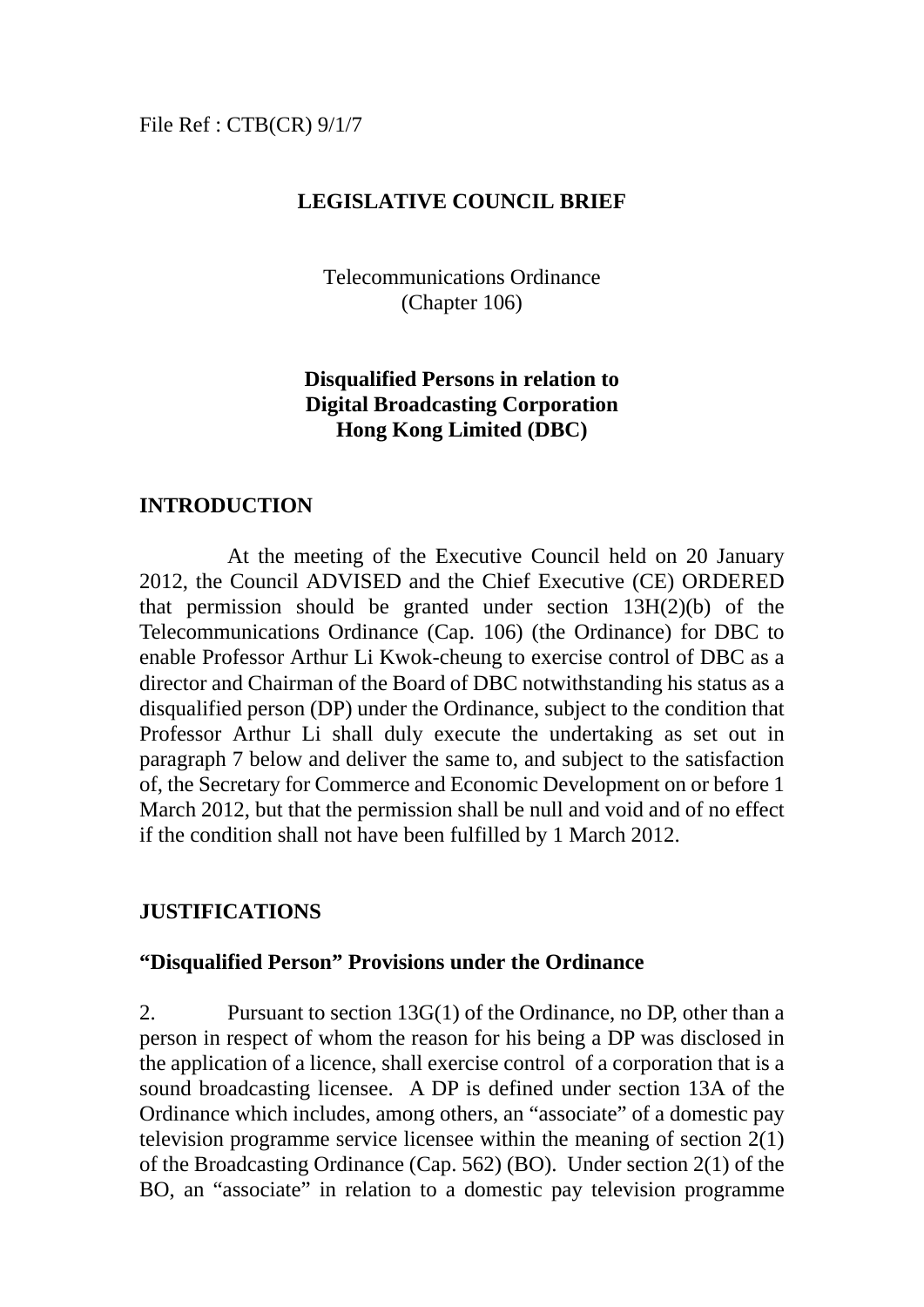File Ref : CTB(CR) 9/1/7

# LEGISLATIVE COUNCIL BRIEF

Telecommunications Ordinance
(Chapter 106)

## Disqualified Persons in relation to Digital Broadcasting Corporation Hong Kong Limited (DBC)

## INTRODUCTION

At the meeting of the Executive Council held on 20 January 2012, the Council ADVISED and the Chief Executive (CE) ORDERED that permission should be granted under section 13H(2)(b) of the Telecommunications Ordinance (Cap. 106) (the Ordinance) for DBC to enable Professor Arthur Li Kwok-cheung to exercise control of DBC as a director and Chairman of the Board of DBC notwithstanding his status as a disqualified person (DP) under the Ordinance, subject to the condition that Professor Arthur Li shall duly execute the undertaking as set out in paragraph 7 below and deliver the same to, and subject to the satisfaction of, the Secretary for Commerce and Economic Development on or before 1 March 2012, but that the permission shall be null and void and of no effect if the condition shall not have been fulfilled by 1 March 2012.

## JUSTIFICATIONS

### "Disqualified Person" Provisions under the Ordinance

2. Pursuant to section 13G(1) of the Ordinance, no DP, other than a person in respect of whom the reason for his being a DP was disclosed in the application of a licence, shall exercise control of a corporation that is a sound broadcasting licensee. A DP is defined under section 13A of the Ordinance which includes, among others, an "associate" of a domestic pay television programme service licensee within the meaning of section 2(1) of the Broadcasting Ordinance (Cap. 562) (BO). Under section 2(1) of the BO, an "associate" in relation to a domestic pay television programme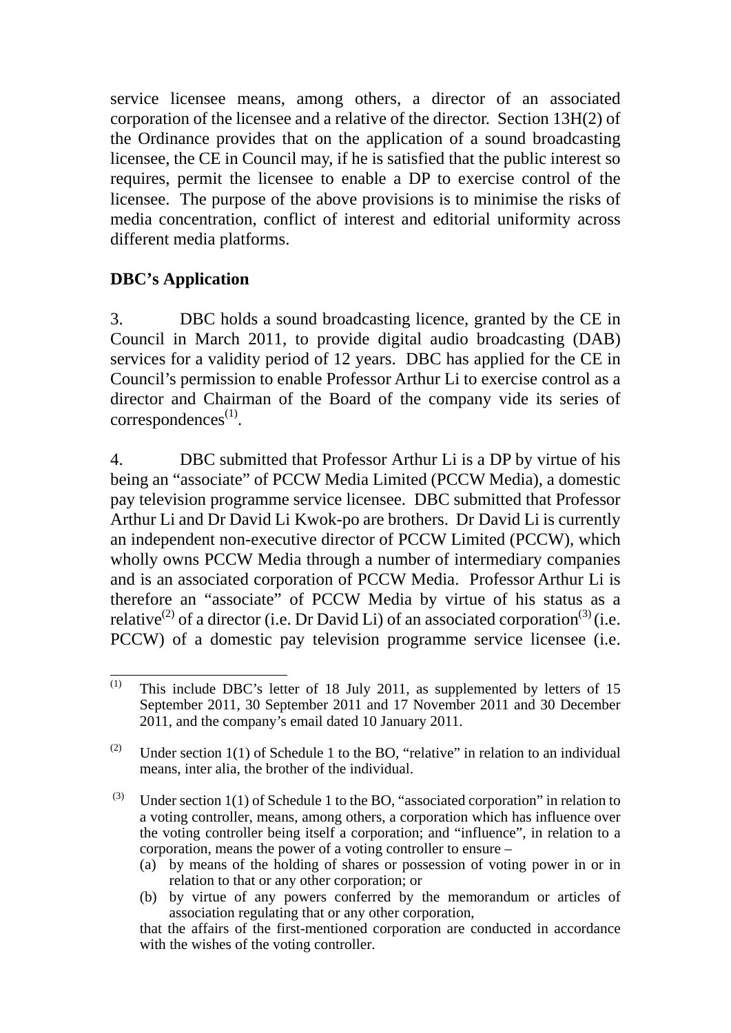service licensee means, among others, a director of an associated corporation of the licensee and a relative of the director. Section 13H(2) of the Ordinance provides that on the application of a sound broadcasting licensee, the CE in Council may, if he is satisfied that the public interest so requires, permit the licensee to enable a DP to exercise control of the licensee. The purpose of the above provisions is to minimise the risks of media concentration, conflict of interest and editorial uniformity across different media platforms.

**DBC's Application**

3. DBC holds a sound broadcasting licence, granted by the CE in Council in March 2011, to provide digital audio broadcasting (DAB) services for a validity period of 12 years. DBC has applied for the CE in Council's permission to enable Professor Arthur Li to exercise control as a director and Chairman of the Board of the company vide its series of correspondences[(1)].

4. DBC submitted that Professor Arthur Li is a DP by virtue of his being an "associate" of PCCW Media Limited (PCCW Media), a domestic pay television programme service licensee. DBC submitted that Professor Arthur Li and Dr David Li Kwok-po are brothers. Dr David Li is currently an independent non-executive director of PCCW Limited (PCCW), which wholly owns PCCW Media through a number of intermediary companies and is an associated corporation of PCCW Media. Professor Arthur Li is therefore an "associate" of PCCW Media by virtue of his status as a relative[(2)] of a director (i.e. Dr David Li) of an associated corporation[(3)] (i.e. PCCW) of a domestic pay television programme service licensee (i.e.

---

(1) This include DBC's letter of 18 July 2011, as supplemented by letters of 15 September 2011, 30 September 2011 and 17 November 2011 and 30 December 2011, and the company's email dated 10 January 2011.

(2) Under section 1(1) of Schedule 1 to the BO, "relative" in relation to an individual means, inter alia, the brother of the individual.

(3) Under section 1(1) of Schedule 1 to the BO, "associated corporation" in relation to a voting controller, means, among others, a corporation which has influence over the voting controller being itself a corporation; and "influence", in relation to a corporation, means the power of a voting controller to ensure –

(a) by means of the holding of shares or possession of voting power in or in relation to that or any other corporation; or

(b) by virtue of any powers conferred by the memorandum or articles of association regulating that or any other corporation,

that the affairs of the first-mentioned corporation are conducted in accordance with the wishes of the voting controller.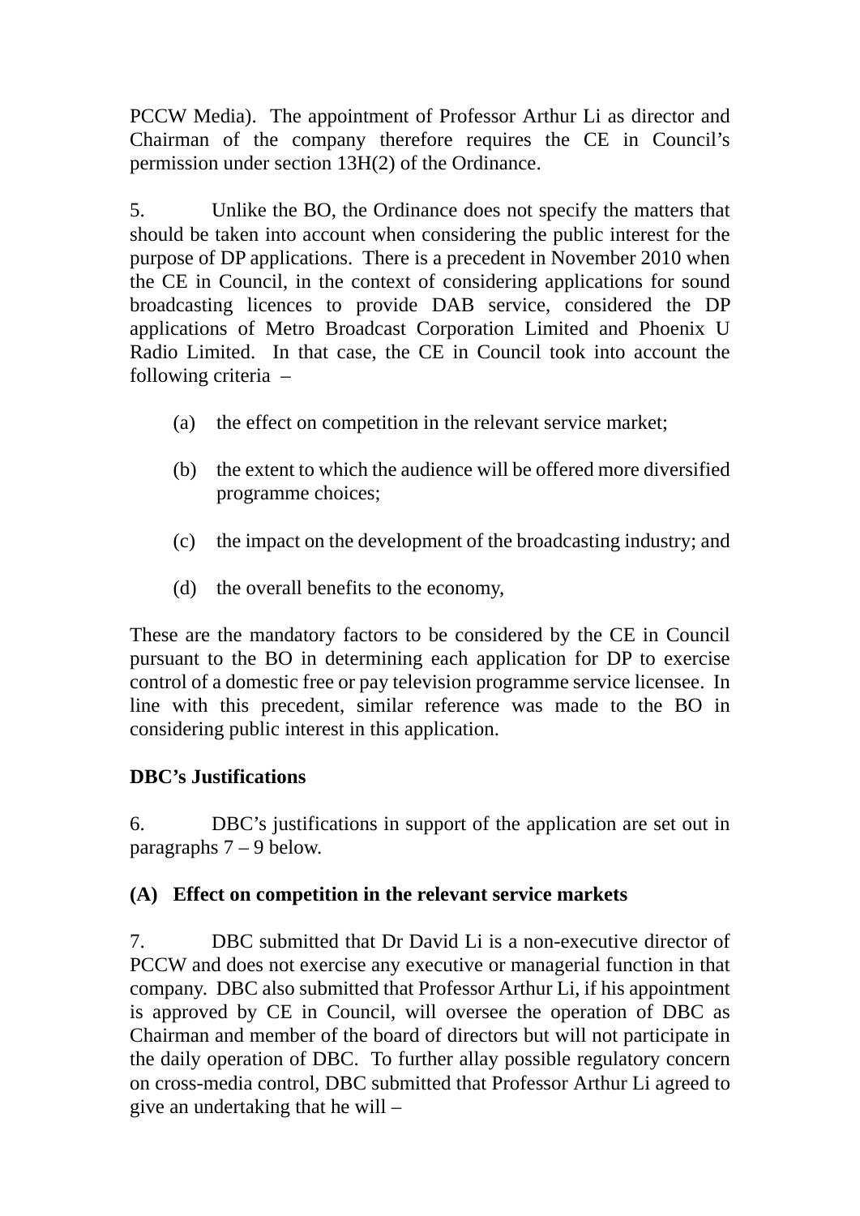PCCW Media). The appointment of Professor Arthur Li as director and Chairman of the company therefore requires the CE in Council's permission under section 13H(2) of the Ordinance.

5. Unlike the BO, the Ordinance does not specify the matters that should be taken into account when considering the public interest for the purpose of DP applications. There is a precedent in November 2010 when the CE in Council, in the context of considering applications for sound broadcasting licences to provide DAB service, considered the DP applications of Metro Broadcast Corporation Limited and Phoenix U Radio Limited. In that case, the CE in Council took into account the following criteria –

(a) the effect on competition in the relevant service market;

(b) the extent to which the audience will be offered more diversified programme choices;

(c) the impact on the development of the broadcasting industry; and

(d) the overall benefits to the economy,

These are the mandatory factors to be considered by the CE in Council pursuant to the BO in determining each application for DP to exercise control of a domestic free or pay television programme service licensee. In line with this precedent, similar reference was made to the BO in considering public interest in this application.

**DBC's Justifications**

6. DBC's justifications in support of the application are set out in paragraphs 7 – 9 below.

**(A) Effect on competition in the relevant service markets**

7. DBC submitted that Dr David Li is a non-executive director of PCCW and does not exercise any executive or managerial function in that company. DBC also submitted that Professor Arthur Li, if his appointment is approved by CE in Council, will oversee the operation of DBC as Chairman and member of the board of directors but will not participate in the daily operation of DBC. To further allay possible regulatory concern on cross-media control, DBC submitted that Professor Arthur Li agreed to give an undertaking that he will –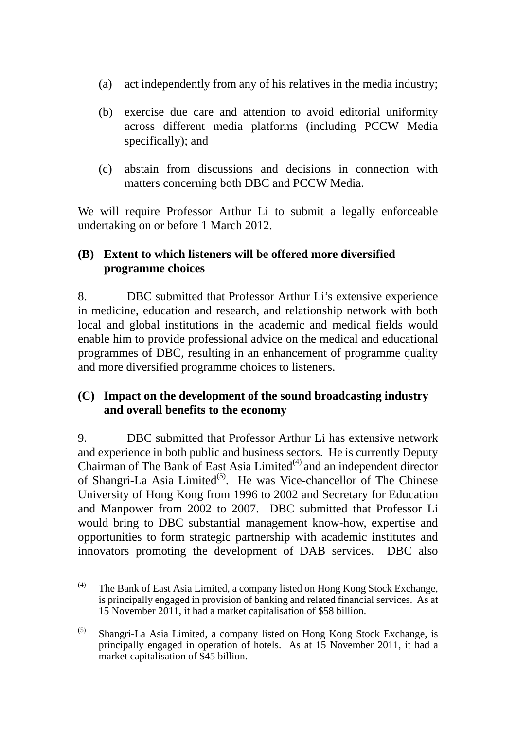(a) act independently from any of his relatives in the media industry;

(b) exercise due care and attention to avoid editorial uniformity across different media platforms (including PCCW Media specifically); and

(c) abstain from discussions and decisions in connection with matters concerning both DBC and PCCW Media.

We will require Professor Arthur Li to submit a legally enforceable undertaking on or before 1 March 2012.

### (B) Extent to which listeners will be offered more diversified programme choices

8. DBC submitted that Professor Arthur Li's extensive experience in medicine, education and research, and relationship network with both local and global institutions in the academic and medical fields would enable him to provide professional advice on the medical and educational programmes of DBC, resulting in an enhancement of programme quality and more diversified programme choices to listeners.

### (C) Impact on the development of the sound broadcasting industry and overall benefits to the economy

9. DBC submitted that Professor Arthur Li has extensive network and experience in both public and business sectors. He is currently Deputy Chairman of The Bank of East Asia Limited[4] and an independent director of Shangri-La Asia Limited[5]. He was Vice-chancellor of The Chinese University of Hong Kong from 1996 to 2002 and Secretary for Education and Manpower from 2002 to 2007. DBC submitted that Professor Li would bring to DBC substantial management know-how, expertise and opportunities to form strategic partnership with academic institutes and innovators promoting the development of DAB services. DBC also

---

[4] The Bank of East Asia Limited, a company listed on Hong Kong Stock Exchange, is principally engaged in provision of banking and related financial services. As at 15 November 2011, it had a market capitalisation of $58 billion.

[5] Shangri-La Asia Limited, a company listed on Hong Kong Stock Exchange, is principally engaged in operation of hotels. As at 15 November 2011, it had a market capitalisation of $45 billion.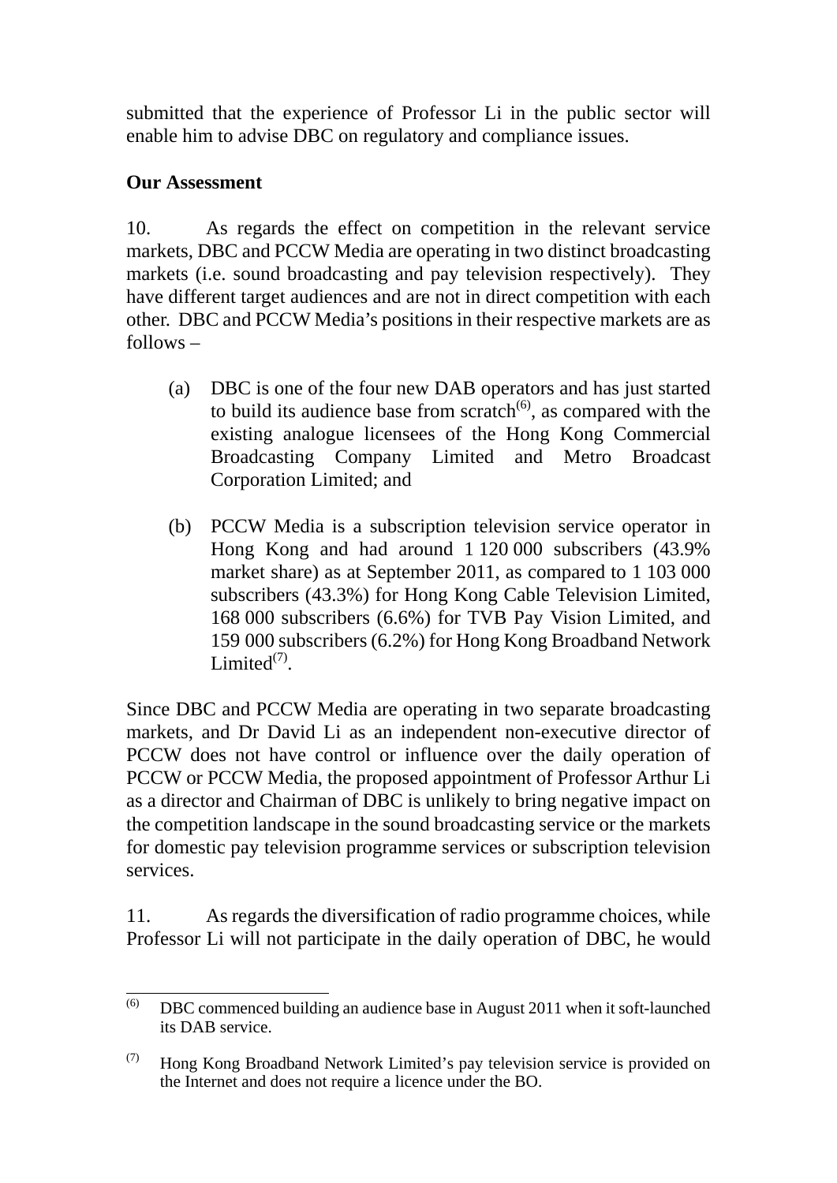submitted that the experience of Professor Li in the public sector will enable him to advise DBC on regulatory and compliance issues.

**Our Assessment**

10. As regards the effect on competition in the relevant service markets, DBC and PCCW Media are operating in two distinct broadcasting markets (i.e. sound broadcasting and pay television respectively). They have different target audiences and are not in direct competition with each other. DBC and PCCW Media's positions in their respective markets are as follows –

(a) DBC is one of the four new DAB operators and has just started to build its audience base from scratch[6], as compared with the existing analogue licensees of the Hong Kong Commercial Broadcasting Company Limited and Metro Broadcast Corporation Limited; and

(b) PCCW Media is a subscription television service operator in Hong Kong and had around 1 120 000 subscribers (43.9% market share) as at September 2011, as compared to 1 103 000 subscribers (43.3%) for Hong Kong Cable Television Limited, 168 000 subscribers (6.6%) for TVB Pay Vision Limited, and 159 000 subscribers (6.2%) for Hong Kong Broadband Network Limited[7].

Since DBC and PCCW Media are operating in two separate broadcasting markets, and Dr David Li as an independent non-executive director of PCCW does not have control or influence over the daily operation of PCCW or PCCW Media, the proposed appointment of Professor Arthur Li as a director and Chairman of DBC is unlikely to bring negative impact on the competition landscape in the sound broadcasting service or the markets for domestic pay television programme services or subscription television services.

11. As regards the diversification of radio programme choices, while Professor Li will not participate in the daily operation of DBC, he would

---

[6] DBC commenced building an audience base in August 2011 when it soft-launched its DAB service.

[7] Hong Kong Broadband Network Limited's pay television service is provided on the Internet and does not require a licence under the BO.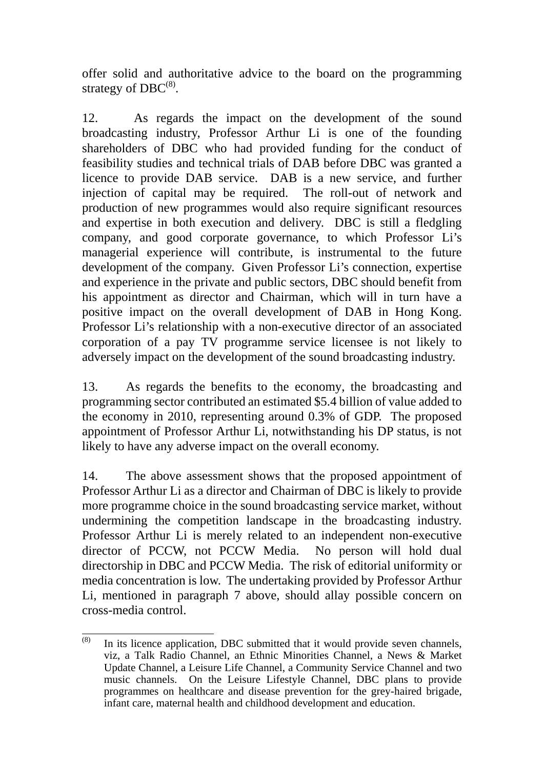offer solid and authoritative advice to the board on the programming strategy of DBC[8].

12. As regards the impact on the development of the sound broadcasting industry, Professor Arthur Li is one of the founding shareholders of DBC who had provided funding for the conduct of feasibility studies and technical trials of DAB before DBC was granted a licence to provide DAB service. DAB is a new service, and further injection of capital may be required. The roll-out of network and production of new programmes would also require significant resources and expertise in both execution and delivery. DBC is still a fledgling company, and good corporate governance, to which Professor Li's managerial experience will contribute, is instrumental to the future development of the company. Given Professor Li's connection, expertise and experience in the private and public sectors, DBC should benefit from his appointment as director and Chairman, which will in turn have a positive impact on the overall development of DAB in Hong Kong. Professor Li's relationship with a non-executive director of an associated corporation of a pay TV programme service licensee is not likely to adversely impact on the development of the sound broadcasting industry.

13. As regards the benefits to the economy, the broadcasting and programming sector contributed an estimated $5.4 billion of value added to the economy in 2010, representing around 0.3% of GDP. The proposed appointment of Professor Arthur Li, notwithstanding his DP status, is not likely to have any adverse impact on the overall economy.

14. The above assessment shows that the proposed appointment of Professor Arthur Li as a director and Chairman of DBC is likely to provide more programme choice in the sound broadcasting service market, without undermining the competition landscape in the broadcasting industry. Professor Arthur Li is merely related to an independent non-executive director of PCCW, not PCCW Media. No person will hold dual directorship in DBC and PCCW Media. The risk of editorial uniformity or media concentration is low. The undertaking provided by Professor Arthur Li, mentioned in paragraph 7 above, should allay possible concern on cross-media control.

---

[8] In its licence application, DBC submitted that it would provide seven channels, viz, a Talk Radio Channel, an Ethnic Minorities Channel, a News & Market Update Channel, a Leisure Life Channel, a Community Service Channel and two music channels. On the Leisure Lifestyle Channel, DBC plans to provide programmes on healthcare and disease prevention for the grey-haired brigade, infant care, maternal health and childhood development and education.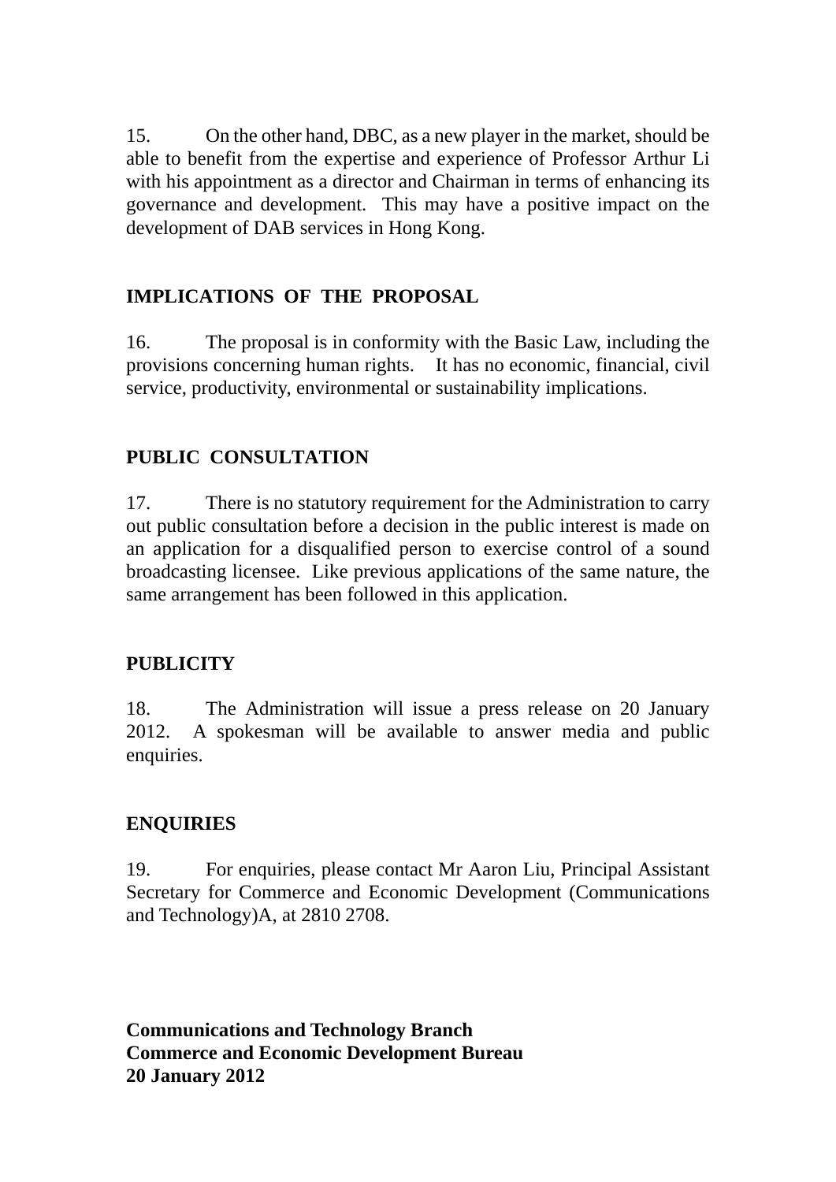15. On the other hand, DBC, as a new player in the market, should be able to benefit from the expertise and experience of Professor Arthur Li with his appointment as a director and Chairman in terms of enhancing its governance and development. This may have a positive impact on the development of DAB services in Hong Kong.

## IMPLICATIONS OF THE PROPOSAL

16. The proposal is in conformity with the Basic Law, including the provisions concerning human rights. It has no economic, financial, civil service, productivity, environmental or sustainability implications.

## PUBLIC CONSULTATION

17. There is no statutory requirement for the Administration to carry out public consultation before a decision in the public interest is made on an application for a disqualified person to exercise control of a sound broadcasting licensee. Like previous applications of the same nature, the same arrangement has been followed in this application.

## PUBLICITY

18. The Administration will issue a press release on 20 January 2012. A spokesman will be available to answer media and public enquiries.

## ENQUIRIES

19. For enquiries, please contact Mr Aaron Liu, Principal Assistant Secretary for Commerce and Economic Development (Communications and Technology)A, at 2810 2708.

**Communications and Technology Branch**
**Commerce and Economic Development Bureau**
**20 January 2012**